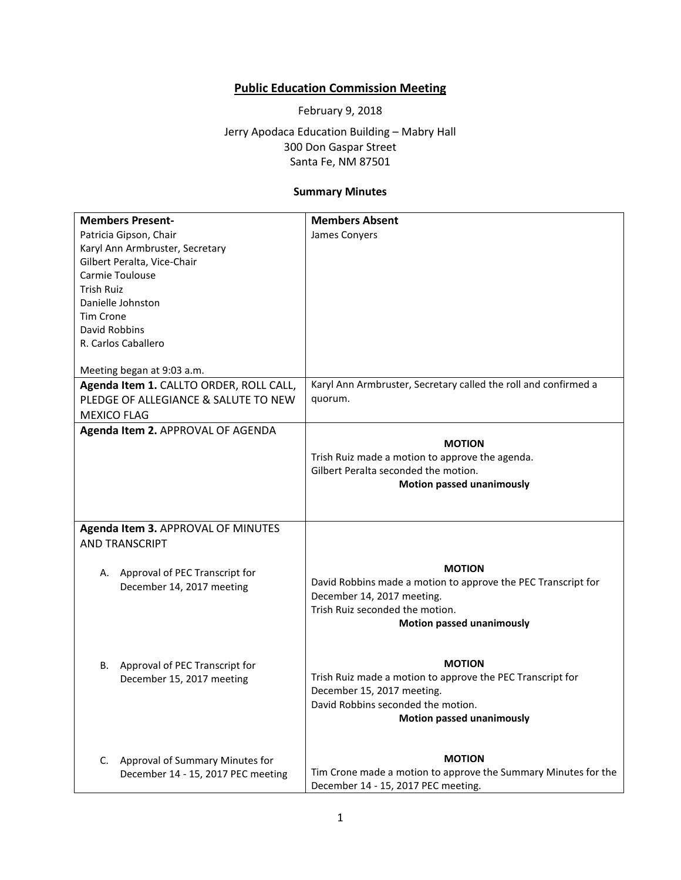# Public Education Commission Meeting

February 9, 2018

Jerry Apodaca Education Building – Mabry Hall
300 Don Gaspar Street
Santa Fe, NM 87501

### Summary Minutes

| **Members Present-**<br>Patricia Gipson, Chair<br>Karyl Ann Armbruster, Secretary<br>Gilbert Peralta, Vice-Chair<br>Carmie Toulouse<br>Trish Ruiz<br>Danielle Johnston<br>Tim Crone<br>David Robbins<br>R. Carlos Caballero<br><br>Meeting began at 9:03 a.m. | **Members Absent**<br>James Conyers |
|---|---|
| **Agenda Item 1.** CALLTO ORDER, ROLL CALL, PLEDGE OF ALLEGIANCE & SALUTE TO NEW MEXICO FLAG | Karyl Ann Armbruster, Secretary called the roll and confirmed a quorum. |
| **Agenda Item 2.** APPROVAL OF AGENDA | **MOTION**<br>Trish Ruiz made a motion to approve the agenda.<br>Gilbert Peralta seconded the motion.<br>**Motion passed unanimously** |
| **Agenda Item 3.** APPROVAL OF MINUTES AND TRANSCRIPT | |
| A. Approval of PEC Transcript for December 14, 2017 meeting | **MOTION**<br>David Robbins made a motion to approve the PEC Transcript for December 14, 2017 meeting.<br>Trish Ruiz seconded the motion.<br>**Motion passed unanimously** |
| B. Approval of PEC Transcript for December 15, 2017 meeting | **MOTION**<br>Trish Ruiz made a motion to approve the PEC Transcript for December 15, 2017 meeting.<br>David Robbins seconded the motion.<br>**Motion passed unanimously** |
| C. Approval of Summary Minutes for December 14 - 15, 2017 PEC meeting | **MOTION**<br>Tim Crone made a motion to approve the Summary Minutes for the December 14 - 15, 2017 PEC meeting. |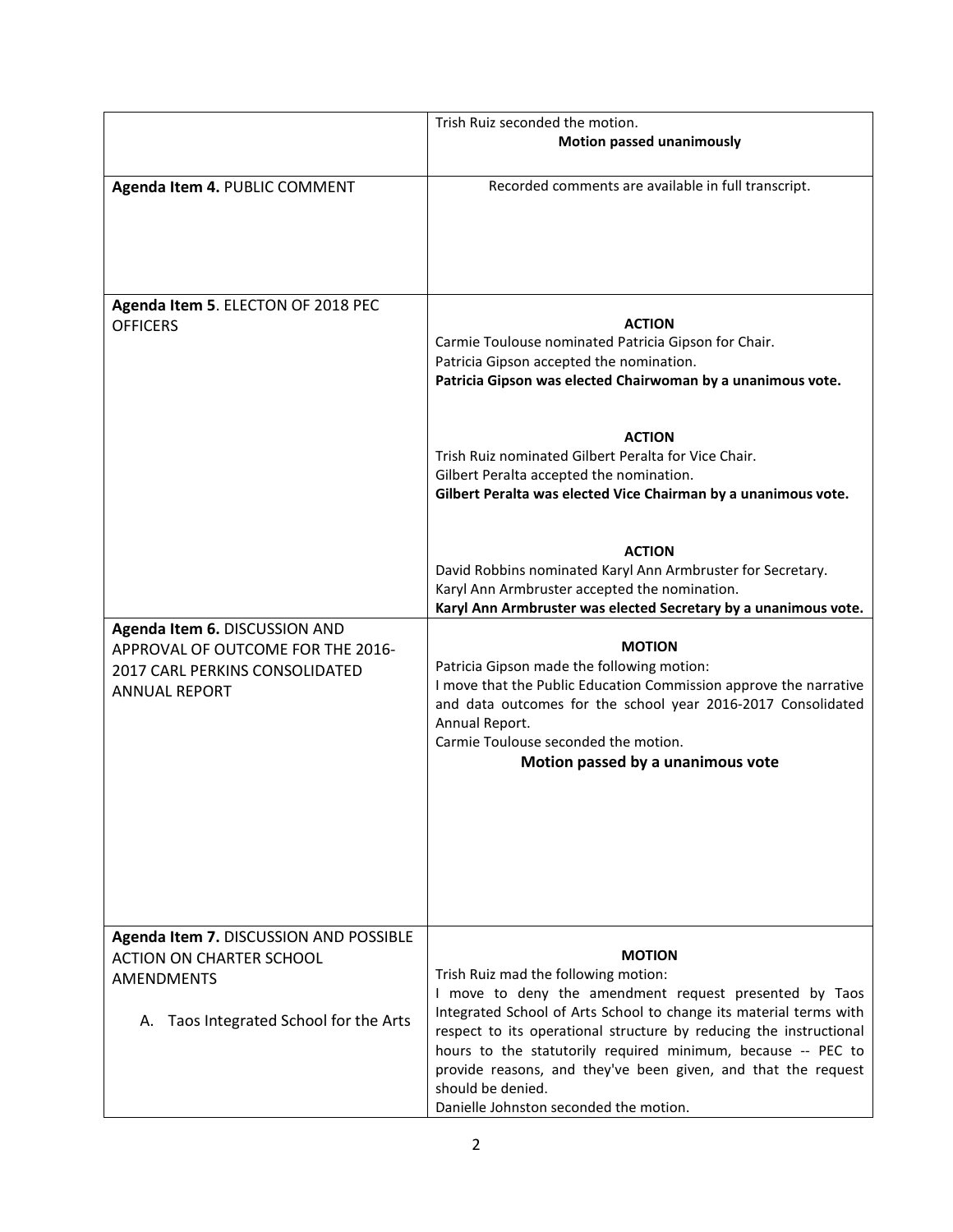| | |
|---|---|
| | Trish Ruiz seconded the motion.<br>**Motion passed unanimously** |
| **Agenda Item 4.** PUBLIC COMMENT | Recorded comments are available in full transcript. |
| **Agenda Item 5**. ELECTON OF 2018 PEC OFFICERS | **ACTION**<br>Carmie Toulouse nominated Patricia Gipson for Chair.<br>Patricia Gipson accepted the nomination.<br>**Patricia Gipson was elected Chairwoman by a unanimous vote.**<br><br>**ACTION**<br>Trish Ruiz nominated Gilbert Peralta for Vice Chair.<br>Gilbert Peralta accepted the nomination.<br>**Gilbert Peralta was elected Vice Chairman by a unanimous vote.**<br><br>**ACTION**<br>David Robbins nominated Karyl Ann Armbruster for Secretary.<br>Karyl Ann Armbruster accepted the nomination.<br>**Karyl Ann Armbruster was elected Secretary by a unanimous vote.** |
| **Agenda Item 6.** DISCUSSION AND APPROVAL OF OUTCOME FOR THE 2016-2017 CARL PERKINS CONSOLIDATED ANNUAL REPORT | **MOTION**<br>Patricia Gipson made the following motion:<br>I move that the Public Education Commission approve the narrative and data outcomes for the school year 2016-2017 Consolidated Annual Report.<br>Carmie Toulouse seconded the motion.<br>**Motion passed by a unanimous vote** |
| **Agenda Item 7.** DISCUSSION AND POSSIBLE ACTION ON CHARTER SCHOOL AMENDMENTS<br><br>A. Taos Integrated School for the Arts | **MOTION**<br>Trish Ruiz mad the following motion:<br>I move to deny the amendment request presented by Taos Integrated School of Arts School to change its material terms with respect to its operational structure by reducing the instructional hours to the statutorily required minimum, because -- PEC to provide reasons, and they've been given, and that the request should be denied.<br>Danielle Johnston seconded the motion. |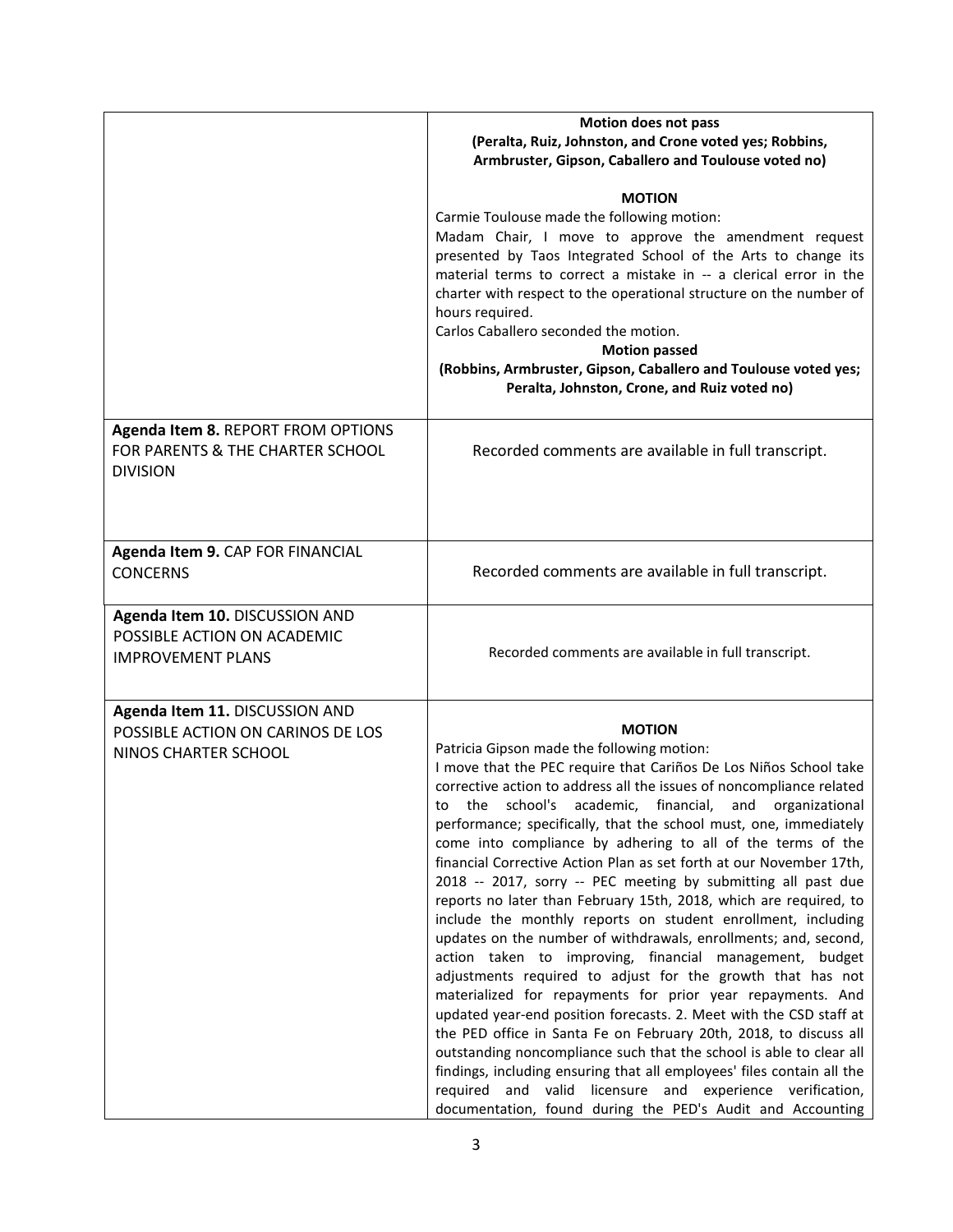| | |
|---|---|
| | **Motion does not pass**<br>**(Peralta, Ruiz, Johnston, and Crone voted yes; Robbins, Armbruster, Gipson, Caballero and Toulouse voted no)**<br><br>**MOTION**<br>Carmie Toulouse made the following motion:<br>Madam Chair, I move to approve the amendment request presented by Taos Integrated School of the Arts to change its material terms to correct a mistake in -- a clerical error in the charter with respect to the operational structure on the number of hours required.<br>Carlos Caballero seconded the motion.<br>**Motion passed**<br>**(Robbins, Armbruster, Gipson, Caballero and Toulouse voted yes; Peralta, Johnston, Crone, and Ruiz voted no)** |
| **Agenda Item 8.** REPORT FROM OPTIONS FOR PARENTS & THE CHARTER SCHOOL DIVISION | Recorded comments are available in full transcript. |
| **Agenda Item 9.** CAP FOR FINANCIAL CONCERNS | Recorded comments are available in full transcript. |
| **Agenda Item 10.** DISCUSSION AND POSSIBLE ACTION ON ACADEMIC IMPROVEMENT PLANS | Recorded comments are available in full transcript. |
| **Agenda Item 11.** DISCUSSION AND POSSIBLE ACTION ON CARINOS DE LOS NINOS CHARTER SCHOOL | **MOTION**<br>Patricia Gipson made the following motion:<br>I move that the PEC require that Cariños De Los Niños School take corrective action to address all the issues of noncompliance related to the school's academic, financial, and organizational performance; specifically, that the school must, one, immediately come into compliance by adhering to all of the terms of the financial Corrective Action Plan as set forth at our November 17th, 2018 -- 2017, sorry -- PEC meeting by submitting all past due reports no later than February 15th, 2018, which are required, to include the monthly reports on student enrollment, including updates on the number of withdrawals, enrollments; and, second, action taken to improving, financial management, budget adjustments required to adjust for the growth that has not materialized for repayments for prior year repayments. And updated year-end position forecasts. 2. Meet with the CSD staff at the PED office in Santa Fe on February 20th, 2018, to discuss all outstanding noncompliance such that the school is able to clear all findings, including ensuring that all employees' files contain all the required and valid licensure and experience verification, documentation, found during the PED's Audit and Accounting |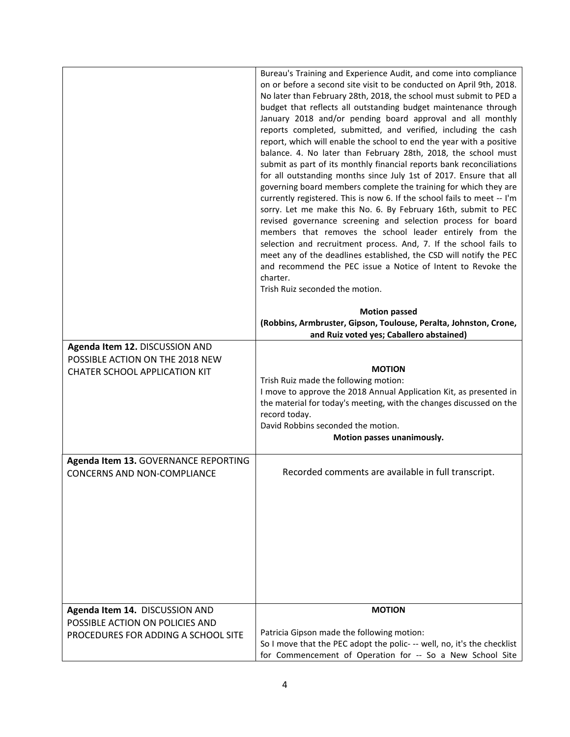| | |
|---|---|
| | Bureau's Training and Experience Audit, and come into compliance on or before a second site visit to be conducted on April 9th, 2018. No later than February 28th, 2018, the school must submit to PED a budget that reflects all outstanding budget maintenance through January 2018 and/or pending board approval and all monthly reports completed, submitted, and verified, including the cash report, which will enable the school to end the year with a positive balance. 4. No later than February 28th, 2018, the school must submit as part of its monthly financial reports bank reconciliations for all outstanding months since July 1st of 2017. Ensure that all governing board members complete the training for which they are currently registered. This is now 6. If the school fails to meet -- I'm sorry. Let me make this No. 6. By February 16th, submit to PEC revised governance screening and selection process for board members that removes the school leader entirely from the selection and recruitment process. And, 7. If the school fails to meet any of the deadlines established, the CSD will notify the PEC and recommend the PEC issue a Notice of Intent to Revoke the charter.<br>Trish Ruiz seconded the motion.<br><br>**Motion passed**<br>**(Robbins, Armbruster, Gipson, Toulouse, Peralta, Johnston, Crone, and Ruiz voted yes; Caballero abstained)** |
| **Agenda Item 12.** DISCUSSION AND POSSIBLE ACTION ON THE 2018 NEW CHATER SCHOOL APPLICATION KIT | **MOTION**<br>Trish Ruiz made the following motion:<br>I move to approve the 2018 Annual Application Kit, as presented in the material for today's meeting, with the changes discussed on the record today.<br>David Robbins seconded the motion.<br>**Motion passes unanimously.** |
| **Agenda Item 13.** GOVERNANCE REPORTING CONCERNS AND NON-COMPLIANCE | Recorded comments are available in full transcript. |
| **Agenda Item 14.** DISCUSSION AND POSSIBLE ACTION ON POLICIES AND PROCEDURES FOR ADDING A SCHOOL SITE | **MOTION**<br><br>Patricia Gipson made the following motion:<br>So I move that the PEC adopt the polic- -- well, no, it's the checklist for Commencement of Operation for -- So a New School Site |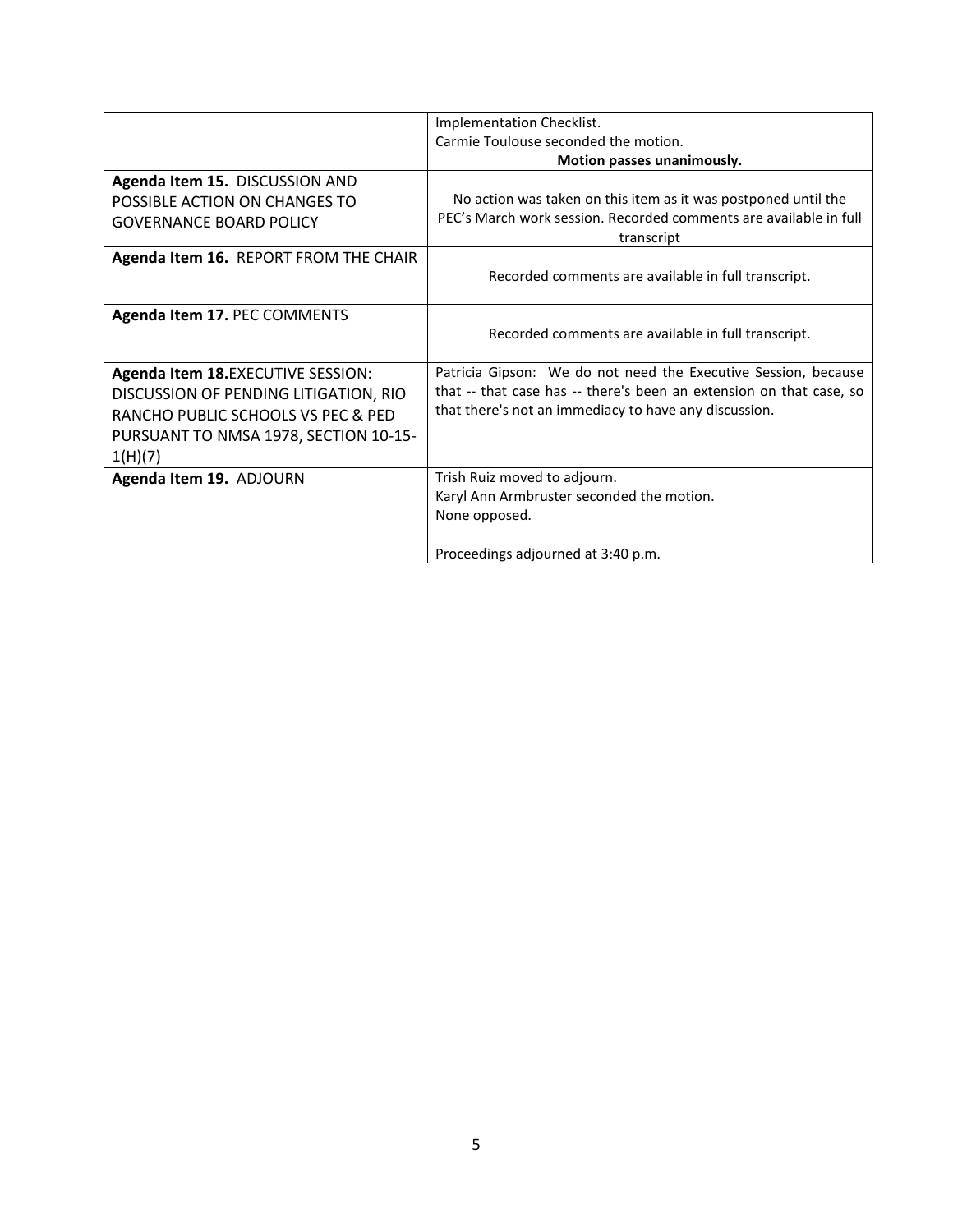| | |
|---|---|
| | Implementation Checklist.<br>Carmie Toulouse seconded the motion.<br>**Motion passes unanimously.** |
| **Agenda Item 15.** DISCUSSION AND POSSIBLE ACTION ON CHANGES TO GOVERNANCE BOARD POLICY | No action was taken on this item as it was postponed until the PEC's March work session. Recorded comments are available in full transcript |
| **Agenda Item 16.** REPORT FROM THE CHAIR | Recorded comments are available in full transcript. |
| **Agenda Item 17.** PEC COMMENTS | Recorded comments are available in full transcript. |
| **Agenda Item 18.** EXECUTIVE SESSION: DISCUSSION OF PENDING LITIGATION, RIO RANCHO PUBLIC SCHOOLS VS PEC & PED PURSUANT TO NMSA 1978, SECTION 10-15-1(H)(7) | Patricia Gipson: We do not need the Executive Session, because that -- that case has -- there's been an extension on that case, so that there's not an immediacy to have any discussion. |
| **Agenda Item 19.** ADJOURN | Trish Ruiz moved to adjourn.<br>Karyl Ann Armbruster seconded the motion.<br>None opposed.<br><br>Proceedings adjourned at 3:40 p.m. |